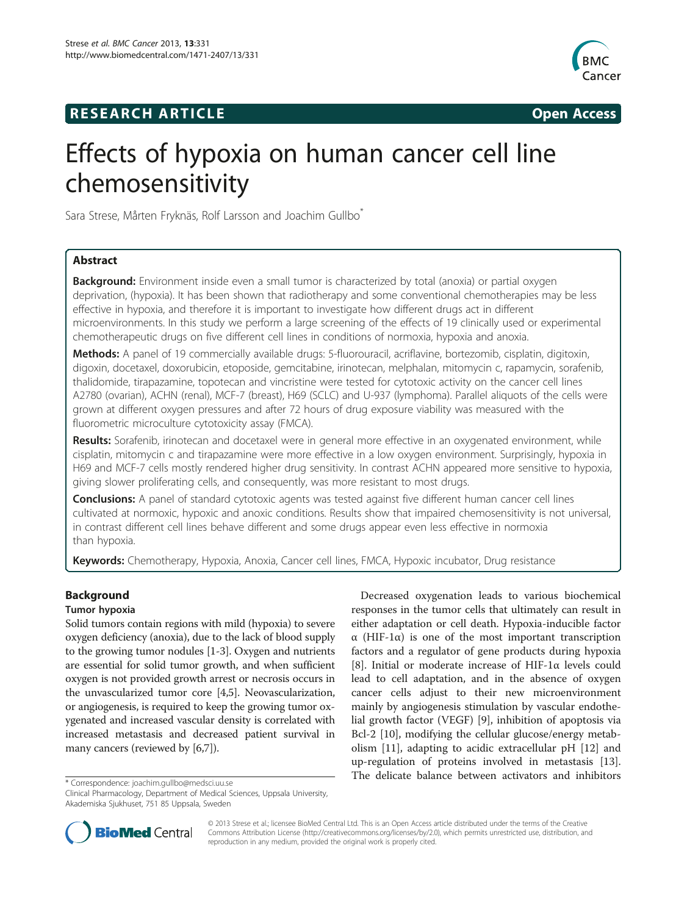**RESEARCH ARTICLE** **Open Access**

# Effects of hypoxia on human cancer cell line chemosensitivity

Sara Strese, Mårten Fryknäs, Rolf Larsson and Joachim Gullbo*

## Abstract

**Background:** Environment inside even a small tumor is characterized by total (anoxia) or partial oxygen deprivation, (hypoxia). It has been shown that radiotherapy and some conventional chemotherapies may be less effective in hypoxia, and therefore it is important to investigate how different drugs act in different microenvironments. In this study we perform a large screening of the effects of 19 clinically used or experimental chemotherapeutic drugs on five different cell lines in conditions of normoxia, hypoxia and anoxia.

**Methods:** A panel of 19 commercially available drugs: 5-fluorouracil, acriflavine, bortezomib, cisplatin, digitoxin, digoxin, docetaxel, doxorubicin, etoposide, gemcitabine, irinotecan, melphalan, mitomycin c, rapamycin, sorafenib, thalidomide, tirapazamine, topotecan and vincristine were tested for cytotoxic activity on the cancer cell lines A2780 (ovarian), ACHN (renal), MCF-7 (breast), H69 (SCLC) and U-937 (lymphoma). Parallel aliquots of the cells were grown at different oxygen pressures and after 72 hours of drug exposure viability was measured with the fluorometric microculture cytotoxicity assay (FMCA).

**Results:** Sorafenib, irinotecan and docetaxel were in general more effective in an oxygenated environment, while cisplatin, mitomycin c and tirapazamine were more effective in a low oxygen environment. Surprisingly, hypoxia in H69 and MCF-7 cells mostly rendered higher drug sensitivity. In contrast ACHN appeared more sensitive to hypoxia, giving slower proliferating cells, and consequently, was more resistant to most drugs.

**Conclusions:** A panel of standard cytotoxic agents was tested against five different human cancer cell lines cultivated at normoxic, hypoxic and anoxic conditions. Results show that impaired chemosensitivity is not universal, in contrast different cell lines behave different and some drugs appear even less effective in normoxia than hypoxia.

**Keywords:** Chemotherapy, Hypoxia, Anoxia, Cancer cell lines, FMCA, Hypoxic incubator, Drug resistance

## Background

### Tumor hypoxia

Solid tumors contain regions with mild (hypoxia) to severe oxygen deficiency (anoxia), due to the lack of blood supply to the growing tumor nodules [1-3]. Oxygen and nutrients are essential for solid tumor growth, and when sufficient oxygen is not provided growth arrest or necrosis occurs in the unvascularized tumor core [4,5]. Neovascularization, or angiogenesis, is required to keep the growing tumor oxygenated and increased vascular density is correlated with increased metastasis and decreased patient survival in many cancers (reviewed by [6,7]).

Decreased oxygenation leads to various biochemical responses in the tumor cells that ultimately can result in either adaptation or cell death. Hypoxia-inducible factor α (HIF-1α) is one of the most important transcription factors and a regulator of gene products during hypoxia [8]. Initial or moderate increase of HIF-1α levels could lead to cell adaptation, and in the absence of oxygen cancer cells adjust to their new microenvironment mainly by angiogenesis stimulation by vascular endothelial growth factor (VEGF) [9], inhibition of apoptosis via Bcl-2 [10], modifying the cellular glucose/energy metabolism [11], adapting to acidic extracellular pH [12] and up-regulation of proteins involved in metastasis [13]. The delicate balance between activators and inhibitors

\* Correspondence: joachim.gullbo@medsci.uu.se
Clinical Pharmacology, Department of Medical Sciences, Uppsala University, Akademiska Sjukhuset, 751 85 Uppsala, Sweden

© 2013 Strese et al.; licensee BioMed Central Ltd. This is an Open Access article distributed under the terms of the Creative Commons Attribution License (http://creativecommons.org/licenses/by/2.0), which permits unrestricted use, distribution, and reproduction in any medium, provided the original work is properly cited.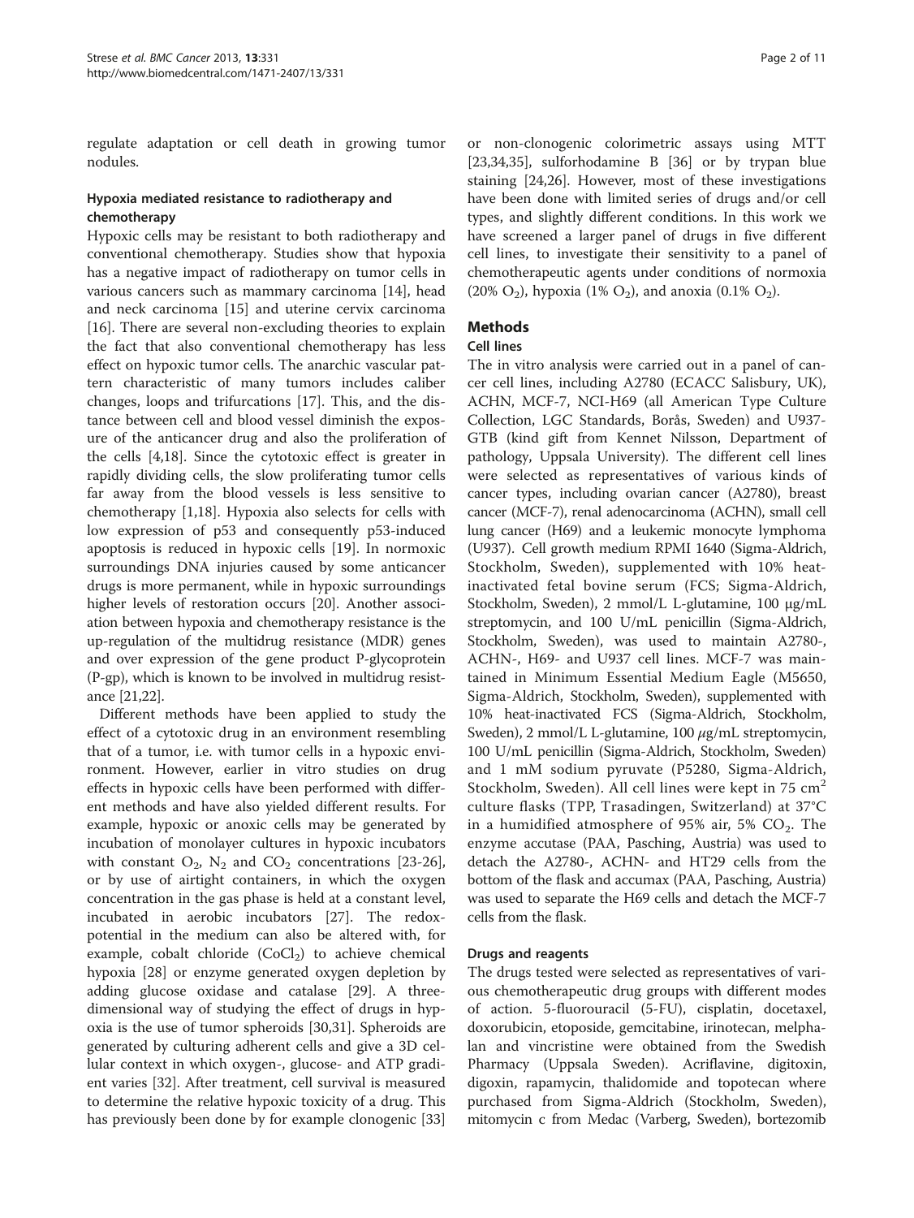regulate adaptation or cell death in growing tumor nodules.

### Hypoxia mediated resistance to radiotherapy and chemotherapy

Hypoxic cells may be resistant to both radiotherapy and conventional chemotherapy. Studies show that hypoxia has a negative impact of radiotherapy on tumor cells in various cancers such as mammary carcinoma [14], head and neck carcinoma [15] and uterine cervix carcinoma [16]. There are several non-excluding theories to explain the fact that also conventional chemotherapy has less effect on hypoxic tumor cells. The anarchic vascular pattern characteristic of many tumors includes caliber changes, loops and trifurcations [17]. This, and the distance between cell and blood vessel diminish the exposure of the anticancer drug and also the proliferation of the cells [4,18]. Since the cytotoxic effect is greater in rapidly dividing cells, the slow proliferating tumor cells far away from the blood vessels is less sensitive to chemotherapy [1,18]. Hypoxia also selects for cells with low expression of p53 and consequently p53-induced apoptosis is reduced in hypoxic cells [19]. In normoxic surroundings DNA injuries caused by some anticancer drugs is more permanent, while in hypoxic surroundings higher levels of restoration occurs [20]. Another association between hypoxia and chemotherapy resistance is the up-regulation of the multidrug resistance (MDR) genes and over expression of the gene product P-glycoprotein (P-gp), which is known to be involved in multidrug resistance [21,22].

Different methods have been applied to study the effect of a cytotoxic drug in an environment resembling that of a tumor, i.e. with tumor cells in a hypoxic environment. However, earlier in vitro studies on drug effects in hypoxic cells have been performed with different methods and have also yielded different results. For example, hypoxic or anoxic cells may be generated by incubation of monolayer cultures in hypoxic incubators with constant $O_2$, $N_2$ and $CO_2$ concentrations [23-26], or by use of airtight containers, in which the oxygen concentration in the gas phase is held at a constant level, incubated in aerobic incubators [27]. The redox-potential in the medium can also be altered with, for example, cobalt chloride ($CoCl_2$) to achieve chemical hypoxia [28] or enzyme generated oxygen depletion by adding glucose oxidase and catalase [29]. A three-dimensional way of studying the effect of drugs in hypoxia is the use of tumor spheroids [30,31]. Spheroids are generated by culturing adherent cells and give a 3D cellular context in which oxygen-, glucose- and ATP gradient varies [32]. After treatment, cell survival is measured to determine the relative hypoxic toxicity of a drug. This has previously been done by for example clonogenic [33] or non-clonogenic colorimetric assays using MTT [23,34,35], sulforhodamine B [36] or by trypan blue staining [24,26]. However, most of these investigations have been done with limited series of drugs and/or cell types, and slightly different conditions. In this work we have screened a larger panel of drugs in five different cell lines, to investigate their sensitivity to a panel of chemotherapeutic agents under conditions of normoxia (20% $O_2$), hypoxia (1% $O_2$), and anoxia (0.1% $O_2$).

## Methods

### Cell lines

The in vitro analysis were carried out in a panel of cancer cell lines, including A2780 (ECACC Salisbury, UK), ACHN, MCF-7, NCI-H69 (all American Type Culture Collection, LGC Standards, Borås, Sweden) and U937-GTB (kind gift from Kennet Nilsson, Department of pathology, Uppsala University). The different cell lines were selected as representatives of various kinds of cancer types, including ovarian cancer (A2780), breast cancer (MCF-7), renal adenocarcinoma (ACHN), small cell lung cancer (H69) and a leukemic monocyte lymphoma (U937). Cell growth medium RPMI 1640 (Sigma-Aldrich, Stockholm, Sweden), supplemented with 10% heat-inactivated fetal bovine serum (FCS; Sigma-Aldrich, Stockholm, Sweden), 2 mmol/L L-glutamine, 100 μg/mL streptomycin, and 100 U/mL penicillin (Sigma-Aldrich, Stockholm, Sweden), was used to maintain A2780-, ACHN-, H69- and U937 cell lines. MCF-7 was maintained in Minimum Essential Medium Eagle (M5650, Sigma-Aldrich, Stockholm, Sweden), supplemented with 10% heat-inactivated FCS (Sigma-Aldrich, Stockholm, Sweden), 2 mmol/L L-glutamine, 100 μg/mL streptomycin, 100 U/mL penicillin (Sigma-Aldrich, Stockholm, Sweden) and 1 mM sodium pyruvate (P5280, Sigma-Aldrich, Stockholm, Sweden). All cell lines were kept in 75 $cm^2$ culture flasks (TPP, Trasadingen, Switzerland) at 37°C in a humidified atmosphere of 95% air, 5% $CO_2$. The enzyme accutase (PAA, Pasching, Austria) was used to detach the A2780-, ACHN- and HT29 cells from the bottom of the flask and accumax (PAA, Pasching, Austria) was used to separate the H69 cells and detach the MCF-7 cells from the flask.

### Drugs and reagents

The drugs tested were selected as representatives of various chemotherapeutic drug groups with different modes of action. 5-fluorouracil (5-FU), cisplatin, docetaxel, doxorubicin, etoposide, gemcitabine, irinotecan, melphalan and vincristine were obtained from the Swedish Pharmacy (Uppsala Sweden). Acriflavine, digitoxin, digoxin, rapamycin, thalidomide and topotecan where purchased from Sigma-Aldrich (Stockholm, Sweden), mitomycin c from Medac (Varberg, Sweden), bortezomib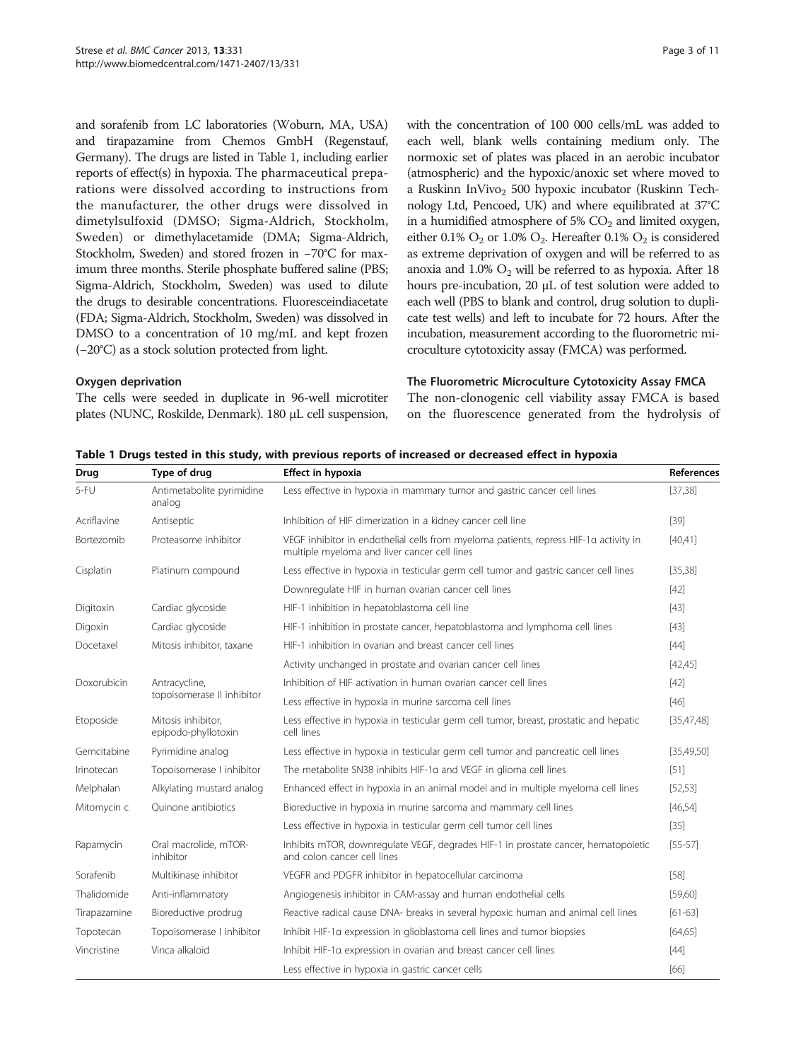and sorafenib from LC laboratories (Woburn, MA, USA) and tirapazamine from Chemos GmbH (Regenstauf, Germany). The drugs are listed in Table 1, including earlier reports of effect(s) in hypoxia. The pharmaceutical preparations were dissolved according to instructions from the manufacturer, the other drugs were dissolved in dimetylsulfoxid (DMSO; Sigma-Aldrich, Stockholm, Sweden) or dimethylacetamide (DMA; Sigma-Aldrich, Stockholm, Sweden) and stored frozen in −70°C for maximum three months. Sterile phosphate buffered saline (PBS; Sigma-Aldrich, Stockholm, Sweden) was used to dilute the drugs to desirable concentrations. Fluoresceindiacetate (FDA; Sigma-Aldrich, Stockholm, Sweden) was dissolved in DMSO to a concentration of 10 mg/mL and kept frozen (−20°C) as a stock solution protected from light.

### Oxygen deprivation

The cells were seeded in duplicate in 96-well microtiter plates (NUNC, Roskilde, Denmark). 180 μL cell suspension, with the concentration of 100 000 cells/mL was added to each well, blank wells containing medium only. The normoxic set of plates was placed in an aerobic incubator (atmospheric) and the hypoxic/anoxic set where moved to a Ruskinn InVivo$_2$ 500 hypoxic incubator (Ruskinn Technology Ltd, Pencoed, UK) and where equilibrated at 37°C in a humidified atmosphere of 5% $CO_2$ and limited oxygen, either 0.1% $O_2$ or 1.0% $O_2$. Hereafter 0.1% $O_2$ is considered as extreme deprivation of oxygen and will be referred to as anoxia and 1.0% $O_2$ will be referred to as hypoxia. After 18 hours pre-incubation, 20 μL of test solution were added to each well (PBS to blank and control, drug solution to duplicate test wells) and left to incubate for 72 hours. After the incubation, measurement according to the fluorometric microculture cytotoxicity assay (FMCA) was performed.

### The Fluorometric Microculture Cytotoxicity Assay FMCA

The non-clonogenic cell viability assay FMCA is based on the fluorescence generated from the hydrolysis of

**Table 1 Drugs tested in this study, with previous reports of increased or decreased effect in hypoxia**

| Drug | Type of drug | Effect in hypoxia | References |
|---|---|---|---|
| 5-FU | Antimetabolite pyrimidine analog | Less effective in hypoxia in mammary tumor and gastric cancer cell lines | [37,38] |
| Acriflavine | Antiseptic | Inhibition of HIF dimerization in a kidney cancer cell line | [39] |
| Bortezomib | Proteasome inhibitor | VEGF inhibitor in endothelial cells from myeloma patients, repress HIF-1α activity in multiple myeloma and liver cancer cell lines | [40,41] |
| Cisplatin | Platinum compound | Less effective in hypoxia in testicular germ cell tumor and gastric cancer cell lines | [35,38] |
| | | Downregulate HIF in human ovarian cancer cell lines | [42] |
| Digitoxin | Cardiac glycoside | HIF-1 inhibition in hepatoblastoma cell line | [43] |
| Digoxin | Cardiac glycoside | HIF-1 inhibition in prostate cancer, hepatoblastoma and lymphoma cell lines | [43] |
| Docetaxel | Mitosis inhibitor, taxane | HIF-1 inhibition in ovarian and breast cancer cell lines | [44] |
| | | Activity unchanged in prostate and ovarian cancer cell lines | [42,45] |
| Doxorubicin | Antracycline, topoisomerase II inhibitor | Inhibition of HIF activation in human ovarian cancer cell lines | [42] |
| | | Less effective in hypoxia in murine sarcoma cell lines | [46] |
| Etoposide | Mitosis inhibitor, epipodo-phyllotoxin | Less effective in hypoxia in testicular germ cell tumor, breast, prostatic and hepatic cell lines | [35,47,48] |
| Gemcitabine | Pyrimidine analog | Less effective in hypoxia in testicular germ cell tumor and pancreatic cell lines | [35,49,50] |
| Irinotecan | Topoisomerase I inhibitor | The metabolite SN38 inhibits HIF-1α and VEGF in glioma cell lines | [51] |
| Melphalan | Alkylating mustard analog | Enhanced effect in hypoxia in an animal model and in multiple myeloma cell lines | [52,53] |
| Mitomycin c | Quinone antibiotics | Bioreductive in hypoxia in murine sarcoma and mammary cell lines | [46,54] |
| | | Less effective in hypoxia in testicular germ cell tumor cell lines | [35] |
| Rapamycin | Oral macrolide, mTOR-inhibitor | Inhibits mTOR, downregulate VEGF, degrades HIF-1 in prostate cancer, hematopoietic and colon cancer cell lines | [55-57] |
| Sorafenib | Multikinase inhibitor | VEGFR and PDGFR inhibitor in hepatocellular carcinoma | [58] |
| Thalidomide | Anti-inflammatory | Angiogenesis inhibitor in CAM-assay and human endothelial cells | [59,60] |
| Tirapazamine | Bioreductive prodrug | Reactive radical cause DNA- breaks in several hypoxic human and animal cell lines | [61-63] |
| Topotecan | Topoisomerase I inhibitor | Inhibit HIF-1α expression in glioblastoma cell lines and tumor biopsies | [64,65] |
| Vincristine | Vinca alkaloid | Inhibit HIF-1α expression in ovarian and breast cancer cell lines | [44] |
| | | Less effective in hypoxia in gastric cancer cells | [66] |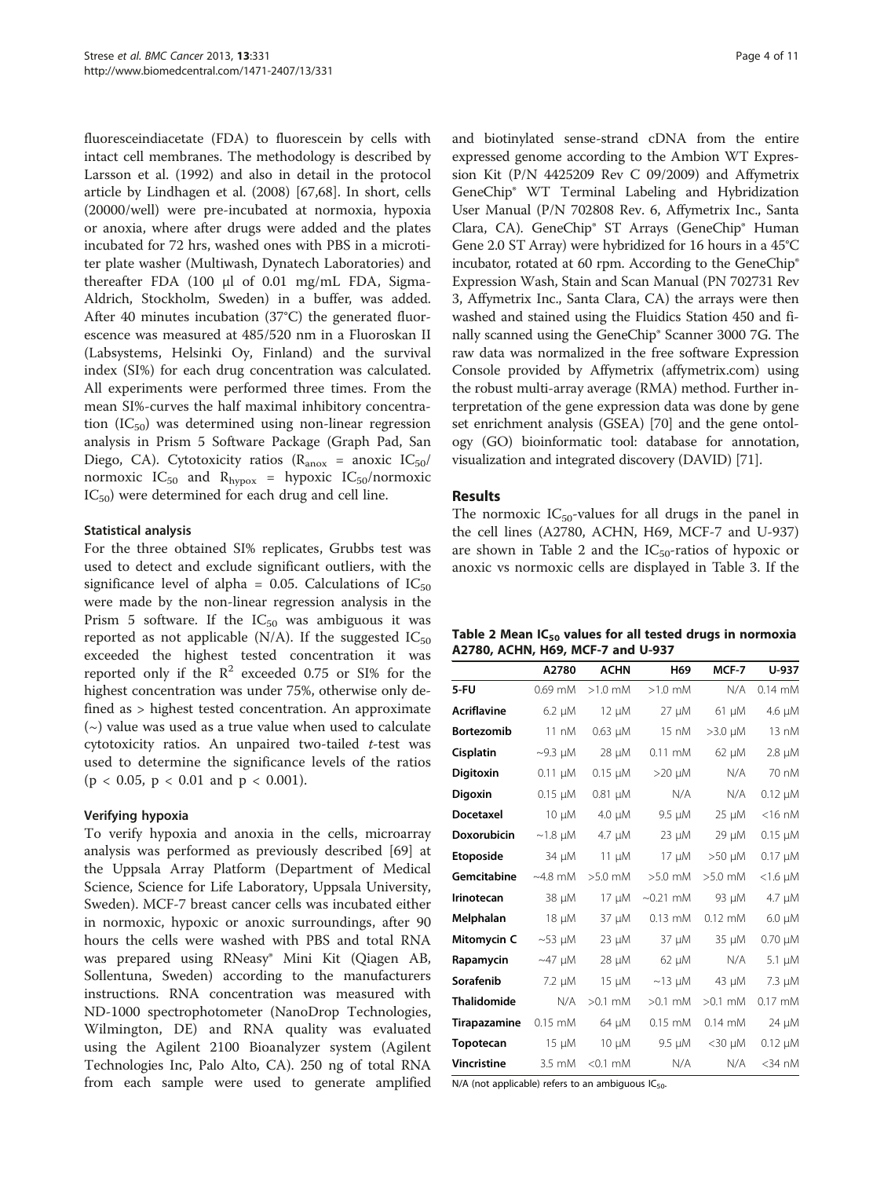fluoresceindiacetate (FDA) to fluorescein by cells with intact cell membranes. The methodology is described by Larsson et al. (1992) and also in detail in the protocol article by Lindhagen et al. (2008) [67,68]. In short, cells (20000/well) were pre-incubated at normoxia, hypoxia or anoxia, where after drugs were added and the plates incubated for 72 hrs, washed ones with PBS in a microtiter plate washer (Multiwash, Dynatech Laboratories) and thereafter FDA (100 μl of 0.01 mg/mL FDA, Sigma-Aldrich, Stockholm, Sweden) in a buffer, was added. After 40 minutes incubation (37°C) the generated fluorescence was measured at 485/520 nm in a Fluoroskan II (Labsystems, Helsinki Oy, Finland) and the survival index (SI%) for each drug concentration was calculated. All experiments were performed three times. From the mean SI%-curves the half maximal inhibitory concentration ($IC_{50}$) was determined using non-linear regression analysis in Prism 5 Software Package (Graph Pad, San Diego, CA). Cytotoxicity ratios ($R_{anox}$ = anoxic $IC_{50}$/normoxic $IC_{50}$ and $R_{hypox}$ = hypoxic $IC_{50}$/normoxic $IC_{50}$) were determined for each drug and cell line.

### Statistical analysis

For the three obtained SI% replicates, Grubbs test was used to detect and exclude significant outliers, with the significance level of alpha = 0.05. Calculations of $IC_{50}$ were made by the non-linear regression analysis in the Prism 5 software. If the $IC_{50}$ was ambiguous it was reported as not applicable (N/A). If the suggested $IC_{50}$ exceeded the highest tested concentration it was reported only if the $R^2$ exceeded 0.75 or SI% for the highest concentration was under 75%, otherwise only defined as > highest tested concentration. An approximate (~) value was used as a true value when used to calculate cytotoxicity ratios. An unpaired two-tailed *t*-test was used to determine the significance levels of the ratios ($p < 0.05$, $p < 0.01$ and $p < 0.001$).

### Verifying hypoxia

To verify hypoxia and anoxia in the cells, microarray analysis was performed as previously described [69] at the Uppsala Array Platform (Department of Medical Science, Science for Life Laboratory, Uppsala University, Sweden). MCF-7 breast cancer cells was incubated either in normoxic, hypoxic or anoxic surroundings, after 90 hours the cells were washed with PBS and total RNA was prepared using RNeasy® Mini Kit (Qiagen AB, Sollentuna, Sweden) according to the manufacturers instructions. RNA concentration was measured with ND-1000 spectrophotometer (NanoDrop Technologies, Wilmington, DE) and RNA quality was evaluated using the Agilent 2100 Bioanalyzer system (Agilent Technologies Inc, Palo Alto, CA). 250 ng of total RNA from each sample were used to generate amplified and biotinylated sense-strand cDNA from the entire expressed genome according to the Ambion WT Expression Kit (P/N 4425209 Rev C 09/2009) and Affymetrix GeneChip® WT Terminal Labeling and Hybridization User Manual (P/N 702808 Rev. 6, Affymetrix Inc., Santa Clara, CA). GeneChip® ST Arrays (GeneChip® Human Gene 2.0 ST Array) were hybridized for 16 hours in a 45°C incubator, rotated at 60 rpm. According to the GeneChip® Expression Wash, Stain and Scan Manual (PN 702731 Rev 3, Affymetrix Inc., Santa Clara, CA) the arrays were then washed and stained using the Fluidics Station 450 and finally scanned using the GeneChip® Scanner 3000 7G. The raw data was normalized in the free software Expression Console provided by Affymetrix (affymetrix.com) using the robust multi-array average (RMA) method. Further interpretation of the gene expression data was done by gene set enrichment analysis (GSEA) [70] and the gene ontology (GO) bioinformatic tool: database for annotation, visualization and integrated discovery (DAVID) [71].

## Results

The normoxic $IC_{50}$-values for all drugs in the panel in the cell lines (A2780, ACHN, H69, MCF-7 and U-937) are shown in Table 2 and the $IC_{50}$-ratios of hypoxic or anoxic vs normoxic cells are displayed in Table 3. If the

**Table 2 Mean $IC_{50}$ values for all tested drugs in normoxia A2780, ACHN, H69, MCF-7 and U-937**

| | A2780 | ACHN | H69 | MCF-7 | U-937 |
|---|---|---|---|---|---|
| **5-FU** | 0.69 mM | >1.0 mM | >1.0 mM | N/A | 0.14 mM |
| **Acriflavine** | 6.2 μM | 12 μM | 27 μM | 61 μM | 4.6 μM |
| **Bortezomib** | 11 nM | 0.63 μM | 15 nM | >3.0 μM | 13 nM |
| **Cisplatin** | ~9.3 μM | 28 μM | 0.11 mM | 62 μM | 2.8 μM |
| **Digitoxin** | 0.11 μM | 0.15 μM | >20 μM | N/A | 70 nM |
| **Digoxin** | 0.15 μM | 0.81 μM | N/A | N/A | 0.12 μM |
| **Docetaxel** | 10 μM | 4.0 μM | 9.5 μM | 25 μM | <16 nM |
| **Doxorubicin** | ~1.8 μM | 4.7 μM | 23 μM | 29 μM | 0.15 μM |
| **Etoposide** | 34 μM | 11 μM | 17 μM | >50 μM | 0.17 μM |
| **Gemcitabine** | ~4.8 mM | >5.0 mM | >5.0 mM | >5.0 mM | <1.6 μM |
| **Irinotecan** | 38 μM | 17 μM | ~0.21 mM | 93 μM | 4.7 μM |
| **Melphalan** | 18 μM | 37 μM | 0.13 mM | 0.12 mM | 6.0 μM |
| **Mitomycin C** | ~53 μM | 23 μM | 37 μM | 35 μM | 0.70 μM |
| **Rapamycin** | ~47 μM | 28 μM | 62 μM | N/A | 5.1 μM |
| **Sorafenib** | 7.2 μM | 15 μM | ~13 μM | 43 μM | 7.3 μM |
| **Thalidomide** | N/A | >0.1 mM | >0.1 mM | >0.1 mM | 0.17 mM |
| **Tirapazamine** | 0.15 mM | 64 μM | 0.15 mM | 0.14 mM | 24 μM |
| **Topotecan** | 15 μM | 10 μM | 9.5 μM | <30 μM | 0.12 μM |
| **Vincristine** | 3.5 mM | <0.1 mM | N/A | N/A | <34 nM |

N/A (not applicable) refers to an ambiguous $IC_{50}$.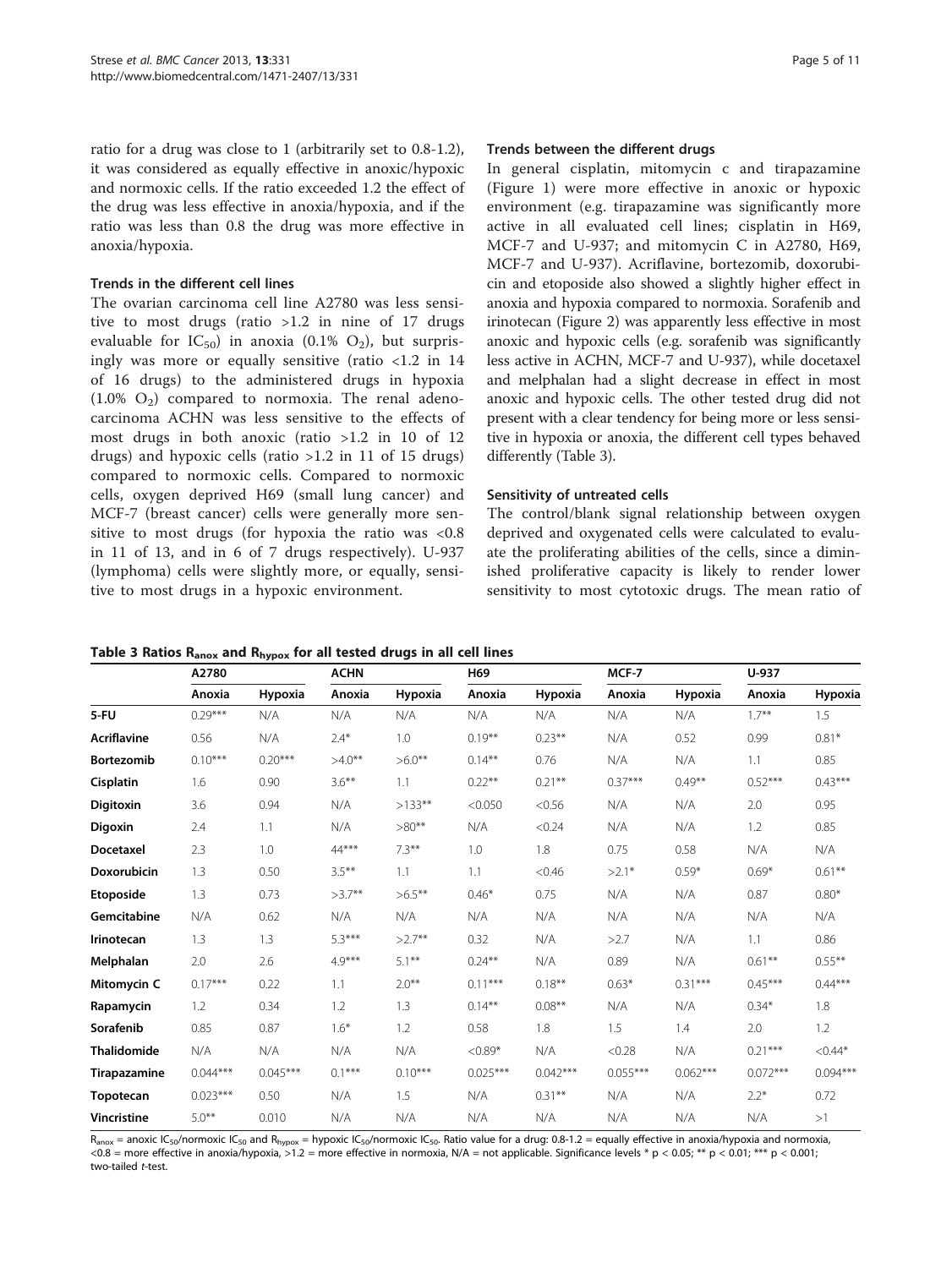ratio for a drug was close to 1 (arbitrarily set to 0.8-1.2), it was considered as equally effective in anoxic/hypoxic and normoxic cells. If the ratio exceeded 1.2 the effect of the drug was less effective in anoxia/hypoxia, and if the ratio was less than 0.8 the drug was more effective in anoxia/hypoxia.

### Trends in the different cell lines

The ovarian carcinoma cell line A2780 was less sensitive to most drugs (ratio >1.2 in nine of 17 drugs evaluable for $IC_{50}$) in anoxia (0.1% $O_2$), but surprisingly was more or equally sensitive (ratio <1.2 in 14 of 16 drugs) to the administered drugs in hypoxia (1.0% $O_2$) compared to normoxia. The renal adenocarcinoma ACHN was less sensitive to the effects of most drugs in both anoxic (ratio >1.2 in 10 of 12 drugs) and hypoxic cells (ratio >1.2 in 11 of 15 drugs) compared to normoxic cells. Compared to normoxic cells, oxygen deprived H69 (small lung cancer) and MCF-7 (breast cancer) cells were generally more sensitive to most drugs (for hypoxia the ratio was <0.8 in 11 of 13, and in 6 of 7 drugs respectively). U-937 (lymphoma) cells were slightly more, or equally, sensitive to most drugs in a hypoxic environment.

### Trends between the different drugs

In general cisplatin, mitomycin c and tirapazamine (Figure 1) were more effective in anoxic or hypoxic environment (e.g. tirapazamine was significantly more active in all evaluated cell lines; cisplatin in H69, MCF-7 and U-937; and mitomycin C in A2780, H69, MCF-7 and U-937). Acriflavine, bortezomib, doxorubicin and etoposide also showed a slightly higher effect in anoxia and hypoxia compared to normoxia. Sorafenib and irinotecan (Figure 2) was apparently less effective in most anoxic and hypoxic cells (e.g. sorafenib was significantly less active in ACHN, MCF-7 and U-937), while docetaxel and melphalan had a slight decrease in effect in most anoxic and hypoxic cells. The other tested drug did not present with a clear tendency for being more or less sensitive in hypoxia or anoxia, the different cell types behaved differently (Table 3).

### Sensitivity of untreated cells

The control/blank signal relationship between oxygen deprived and oxygenated cells were calculated to evaluate the proliferating abilities of the cells, since a diminished proliferative capacity is likely to render lower sensitivity to most cytotoxic drugs. The mean ratio of

**Table 3 Ratios $R_{anox}$ and $R_{hypox}$ for all tested drugs in all cell lines**

| | A2780 | | ACHN | | H69 | | MCF-7 | | U-937 | |
|---|---|---|---|---|---|---|---|---|---|---|
| | Anoxia | Hypoxia | Anoxia | Hypoxia | Anoxia | Hypoxia | Anoxia | Hypoxia | Anoxia | Hypoxia |
| 5-FU | 0.29*** | N/A | N/A | N/A | N/A | N/A | N/A | N/A | 1.7** | 1.5 |
| Acriflavine | 0.56 | N/A | 2.4* | 1.0 | 0.19** | 0.23** | N/A | 0.52 | 0.99 | 0.81* |
| Bortezomib | 0.10*** | 0.20*** | >4.0** | >6.0** | 0.14** | 0.76 | N/A | N/A | 1.1 | 0.85 |
| Cisplatin | 1.6 | 0.90 | 3.6** | 1.1 | 0.22** | 0.21** | 0.37*** | 0.49** | 0.52*** | 0.43*** |
| Digitoxin | 3.6 | 0.94 | N/A | >133** | <0.050 | <0.56 | N/A | N/A | 2.0 | 0.95 |
| Digoxin | 2.4 | 1.1 | N/A | >80** | N/A | <0.24 | N/A | N/A | 1.2 | 0.85 |
| Docetaxel | 2.3 | 1.0 | 44*** | 7.3** | 1.0 | 1.8 | 0.75 | 0.58 | N/A | N/A |
| Doxorubicin | 1.3 | 0.50 | 3.5** | 1.1 | 1.1 | <0.46 | >2.1* | 0.59* | 0.69* | 0.61** |
| Etoposide | 1.3 | 0.73 | >3.7** | >6.5** | 0.46* | 0.75 | N/A | N/A | 0.87 | 0.80* |
| Gemcitabine | N/A | 0.62 | N/A | N/A | N/A | N/A | N/A | N/A | N/A | N/A |
| Irinotecan | 1.3 | 1.3 | 5.3*** | >2.7** | 0.32 | N/A | >2.7 | N/A | 1.1 | 0.86 |
| Melphalan | 2.0 | 2.6 | 4.9*** | 5.1** | 0.24** | N/A | 0.89 | N/A | 0.61** | 0.55** |
| Mitomycin C | 0.17*** | 0.22 | 1.1 | 2.0** | 0.11*** | 0.18** | 0.63* | 0.31*** | 0.45*** | 0.44*** |
| Rapamycin | 1.2 | 0.34 | 1.2 | 1.3 | 0.14** | 0.08** | N/A | N/A | 0.34* | 1.8 |
| Sorafenib | 0.85 | 0.87 | 1.6* | 1.2 | 0.58 | 1.8 | 1.5 | 1.4 | 2.0 | 1.2 |
| Thalidomide | N/A | N/A | N/A | N/A | <0.89* | N/A | <0.28 | N/A | 0.21*** | <0.44* |
| Tirapazamine | 0.044*** | 0.045*** | 0.1*** | 0.10*** | 0.025*** | 0.042*** | 0.055*** | 0.062*** | 0.072*** | 0.094*** |
| Topotecan | 0.023*** | 0.50 | N/A | 1.5 | N/A | 0.31** | N/A | N/A | 2.2* | 0.72 |
| Vincristine | 5.0** | 0.010 | N/A | N/A | N/A | N/A | N/A | N/A | N/A | >1 |

$R_{anox}$ = anoxic $IC_{50}$/normoxic $IC_{50}$ and $R_{hypox}$ = hypoxic $IC_{50}$/normoxic $IC_{50}$. Ratio value for a drug: 0.8-1.2 = equally effective in anoxia/hypoxia and normoxia, <0.8 = more effective in anoxia/hypoxia, >1.2 = more effective in normoxia, N/A = not applicable. Significance levels * $p < 0.05$; ** $p < 0.01$; *** $p < 0.001$; two-tailed *t*-test.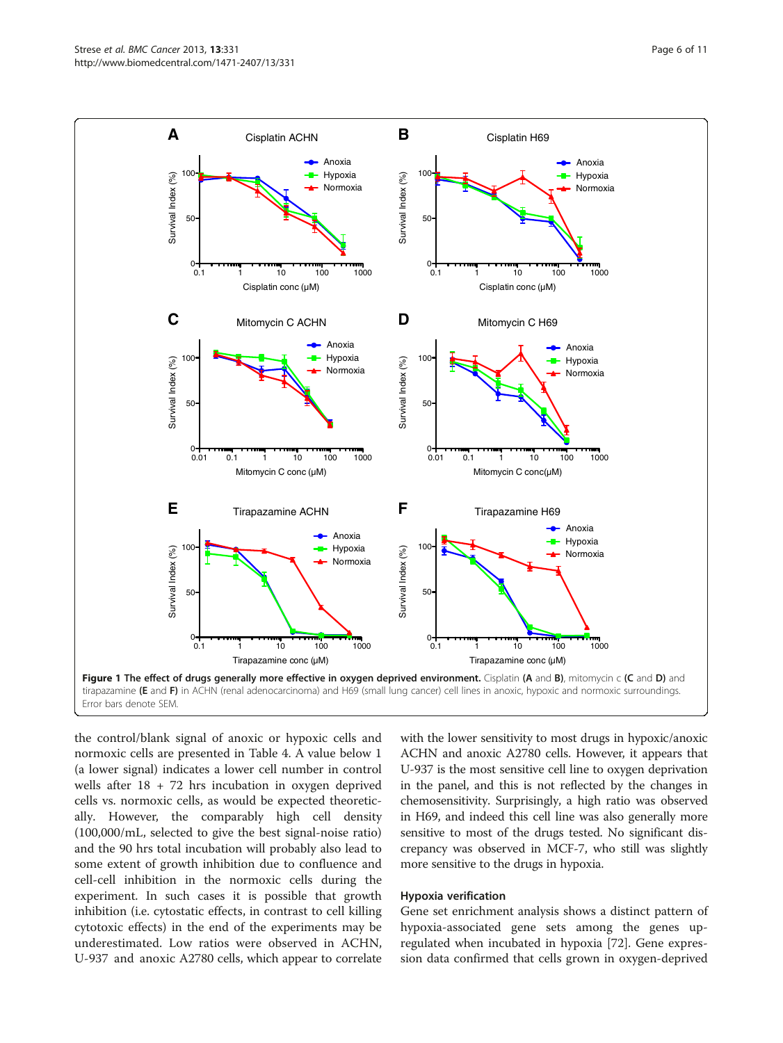**Figure 1 The effect of drugs generally more effective in oxygen deprived environment.** Cisplatin (**A** and **B**), mitomycin c (**C** and **D**) and tirapazamine (**E** and **F**) in ACHN (renal adenocarcinoma) and H69 (small lung cancer) cell lines in anoxic, hypoxic and normoxic surroundings. Error bars denote SEM.

the control/blank signal of anoxic or hypoxic cells and normoxic cells are presented in Table 4. A value below 1 (a lower signal) indicates a lower cell number in control wells after 18 + 72 hrs incubation in oxygen deprived cells vs. normoxic cells, as would be expected theoretically. However, the comparably high cell density (100,000/mL, selected to give the best signal-noise ratio) and the 90 hrs total incubation will probably also lead to some extent of growth inhibition due to confluence and cell-cell inhibition in the normoxic cells during the experiment. In such cases it is possible that growth inhibition (i.e. cytostatic effects, in contrast to cell killing cytotoxic effects) in the end of the experiments may be underestimated. Low ratios were observed in ACHN, U-937 and anoxic A2780 cells, which appear to correlate with the lower sensitivity to most drugs in hypoxic/anoxic ACHN and anoxic A2780 cells. However, it appears that U-937 is the most sensitive cell line to oxygen deprivation in the panel, and this is not reflected by the changes in chemosensitivity. Surprisingly, a high ratio was observed in H69, and indeed this cell line was also generally more sensitive to most of the drugs tested. No significant discrepancy was observed in MCF-7, who still was slightly more sensitive to the drugs in hypoxia.

### Hypoxia verification

Gene set enrichment analysis shows a distinct pattern of hypoxia-associated gene sets among the genes upregulated when incubated in hypoxia [72]. Gene expression data confirmed that cells grown in oxygen-deprived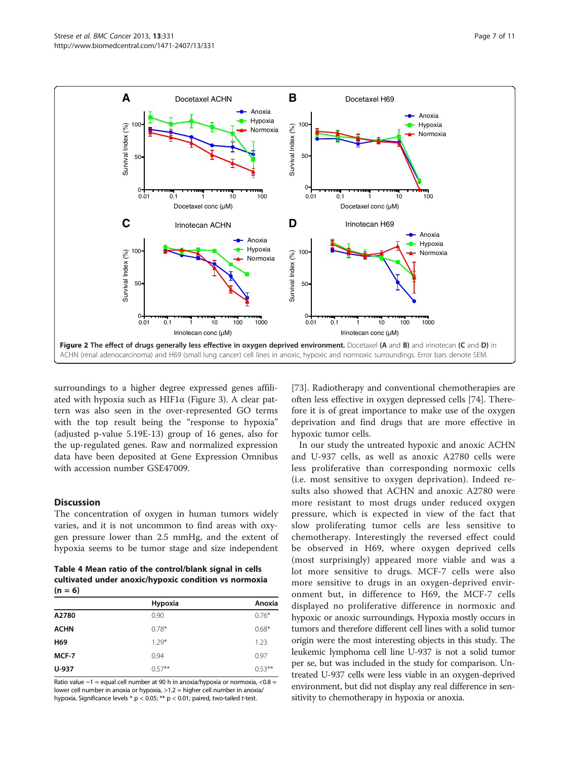Figure 2 The effect of drugs generally less effective in oxygen deprived environment. Docetaxel (A and B) and irinotecan (C and D) in ACHN (renal adenocarcinoma) and H69 (small lung cancer) cell lines in anoxic, hypoxic and normoxic surroundings. Error bars denote SEM.

surroundings to a higher degree expressed genes affiliated with hypoxia such as HIF1α (Figure 3). A clear pattern was also seen in the over-represented GO terms with the top result being the "response to hypoxia" (adjusted p-value 5.19E-13) group of 16 genes, also for the up-regulated genes. Raw and normalized expression data have been deposited at Gene Expression Omnibus with accession number GSE47009.

## Discussion

The concentration of oxygen in human tumors widely varies, and it is not uncommon to find areas with oxygen pressure lower than 2.5 mmHg, and the extent of hypoxia seems to be tumor stage and size independent [73]. Radiotherapy and conventional chemotherapies are often less effective in oxygen depressed cells [74]. Therefore it is of great importance to make use of the oxygen deprivation and find drugs that are more effective in hypoxic tumor cells.

In our study the untreated hypoxic and anoxic ACHN and U-937 cells, as well as anoxic A2780 cells were less proliferative than corresponding normoxic cells (i.e. most sensitive to oxygen deprivation). Indeed results also showed that ACHN and anoxic A2780 were more resistant to most drugs under reduced oxygen pressure, which is expected in view of the fact that slow proliferating tumor cells are less sensitive to chemotherapy. Interestingly the reversed effect could be observed in H69, where oxygen deprived cells (most surprisingly) appeared more viable and was a lot more sensitive to drugs. MCF-7 cells were also more sensitive to drugs in an oxygen-deprived environment but, in difference to H69, the MCF-7 cells displayed no proliferative difference in normoxic and hypoxic or anoxic surroundings. Hypoxia mostly occurs in tumors and therefore different cell lines with a solid tumor origin were the most interesting objects in this study. The leukemic lymphoma cell line U-937 is not a solid tumor per se, but was included in the study for comparison. Untreated U-937 cells were less viable in an oxygen-deprived environment, but did not display any real difference in sensitivity to chemotherapy in hypoxia or anoxia.

**Table 4 Mean ratio of the control/blank signal in cells cultivated under anoxic/hypoxic condition vs normoxia (n = 6)**

| | Hypoxia | Anoxia |
|---|---|---|
| **A2780** | 0.90 | 0.76* |
| **ACHN** | 0.78* | 0.68* |
| **H69** | 1.29* | 1.23 |
| **MCF-7** | 0.94 | 0.97 |
| **U-937** | 0.57** | 0.53** |

Ratio value ~1 = equal cell number at 90 h in anoxia/hypoxia or normoxia, <0.8 = lower cell number in anoxia or hypoxia, >1.2 = higher cell number in anoxia/hypoxia. Significance levels * $p < 0.05$; ** $p < 0.01$; paired, two-tailed *t*-test.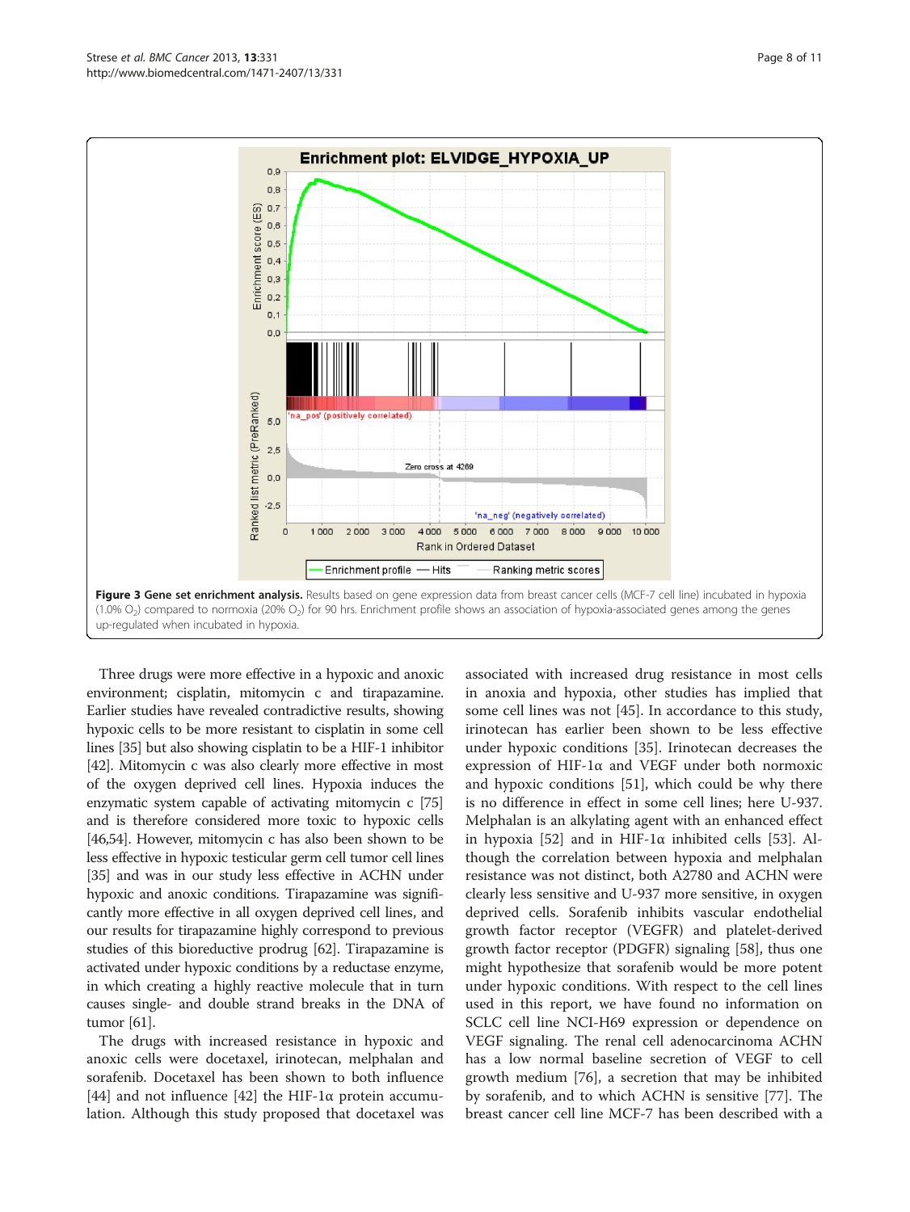**Figure 3 Gene set enrichment analysis.** Results based on gene expression data from breast cancer cells (MCF-7 cell line) incubated in hypoxia (1.0% $O_2$) compared to normoxia (20% $O_2$) for 90 hrs. Enrichment profile shows an association of hypoxia-associated genes among the genes up-regulated when incubated in hypoxia.

Three drugs were more effective in a hypoxic and anoxic environment; cisplatin, mitomycin c and tirapazamine. Earlier studies have revealed contradictive results, showing hypoxic cells to be more resistant to cisplatin in some cell lines [35] but also showing cisplatin to be a HIF-1 inhibitor [42]. Mitomycin c was also clearly more effective in most of the oxygen deprived cell lines. Hypoxia induces the enzymatic system capable of activating mitomycin c [75] and is therefore considered more toxic to hypoxic cells [46,54]. However, mitomycin c has also been shown to be less effective in hypoxic testicular germ cell tumor cell lines [35] and was in our study less effective in ACHN under hypoxic and anoxic conditions. Tirapazamine was significantly more effective in all oxygen deprived cell lines, and our results for tirapazamine highly correspond to previous studies of this bioreductive prodrug [62]. Tirapazamine is activated under hypoxic conditions by a reductase enzyme, in which creating a highly reactive molecule that in turn causes single- and double strand breaks in the DNA of tumor [61].

The drugs with increased resistance in hypoxic and anoxic cells were docetaxel, irinotecan, melphalan and sorafenib. Docetaxel has been shown to both influence [44] and not influence [42] the HIF-1α protein accumulation. Although this study proposed that docetaxel was associated with increased drug resistance in most cells in anoxia and hypoxia, other studies has implied that some cell lines was not [45]. In accordance to this study, irinotecan has earlier been shown to be less effective under hypoxic conditions [35]. Irinotecan decreases the expression of HIF-1α and VEGF under both normoxic and hypoxic conditions [51], which could be why there is no difference in effect in some cell lines; here U-937. Melphalan is an alkylating agent with an enhanced effect in hypoxia [52] and in HIF-1α inhibited cells [53]. Although the correlation between hypoxia and melphalan resistance was not distinct, both A2780 and ACHN were clearly less sensitive and U-937 more sensitive, in oxygen deprived cells. Sorafenib inhibits vascular endothelial growth factor receptor (VEGFR) and platelet-derived growth factor receptor (PDGFR) signaling [58], thus one might hypothesize that sorafenib would be more potent under hypoxic conditions. With respect to the cell lines used in this report, we have found no information on SCLC cell line NCI-H69 expression or dependence on VEGF signaling. The renal cell adenocarcinoma ACHN has a low normal baseline secretion of VEGF to cell growth medium [76], a secretion that may be inhibited by sorafenib, and to which ACHN is sensitive [77]. The breast cancer cell line MCF-7 has been described with a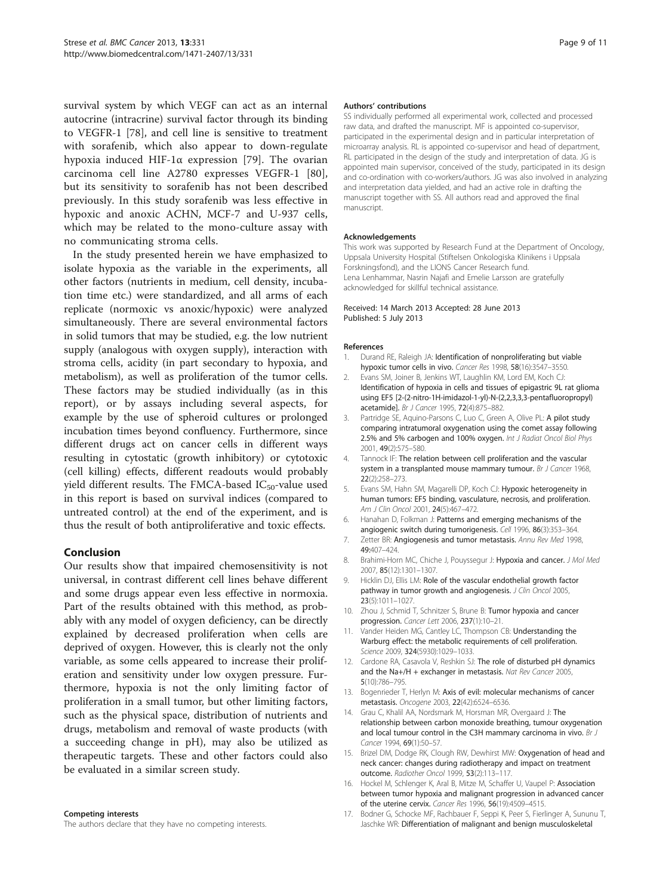survival system by which VEGF can act as an internal autocrine (intracrine) survival factor through its binding to VEGFR-1 [78], and cell line is sensitive to treatment with sorafenib, which also appear to down-regulate hypoxia induced HIF-1α expression [79]. The ovarian carcinoma cell line A2780 expresses VEGFR-1 [80], but its sensitivity to sorafenib has not been described previously. In this study sorafenib was less effective in hypoxic and anoxic ACHN, MCF-7 and U-937 cells, which may be related to the mono-culture assay with no communicating stroma cells.

In the study presented herein we have emphasized to isolate hypoxia as the variable in the experiments, all other factors (nutrients in medium, cell density, incubation time etc.) were standardized, and all arms of each replicate (normoxic vs anoxic/hypoxic) were analyzed simultaneously. There are several environmental factors in solid tumors that may be studied, e.g. the low nutrient supply (analogous with oxygen supply), interaction with stroma cells, acidity (in part secondary to hypoxia, and metabolism), as well as proliferation of the tumor cells. These factors may be studied individually (as in this report), or by assays including several aspects, for example by the use of spheroid cultures or prolonged incubation times beyond confluency. Furthermore, since different drugs act on cancer cells in different ways resulting in cytostatic (growth inhibitory) or cytotoxic (cell killing) effects, different readouts would probably yield different results. The FMCA-based $IC_{50}$-value used in this report is based on survival indices (compared to untreated control) at the end of the experiment, and is thus the result of both antiproliferative and toxic effects.

## Conclusion

Our results show that impaired chemosensitivity is not universal, in contrast different cell lines behave different and some drugs appear even less effective in normoxia. Part of the results obtained with this method, as probably with any model of oxygen deficiency, can be directly explained by decreased proliferation when cells are deprived of oxygen. However, this is clearly not the only variable, as some cells appeared to increase their proliferation and sensitivity under low oxygen pressure. Furthermore, hypoxia is not the only limiting factor of proliferation in a small tumor, but other limiting factors, such as the physical space, distribution of nutrients and drugs, metabolism and removal of waste products (with a succeeding change in pH), may also be utilized as therapeutic targets. These and other factors could also be evaluated in a similar screen study.

#### Competing interests

The authors declare that they have no competing interests.

#### Authors' contributions

SS individually performed all experimental work, collected and processed raw data, and drafted the manuscript. MF is appointed co-supervisor, participated in the experimental design and in particular interpretation of microarray analysis. RL is appointed co-supervisor and head of department, RL participated in the design of the study and interpretation of data. JG is appointed main supervisor, conceived of the study, participated in its design and co-ordination with co-workers/authors. JG was also involved in analyzing and interpretation data yielded, and had an active role in drafting the manuscript together with SS. All authors read and approved the final manuscript.

#### Acknowledgements

This work was supported by Research Fund at the Department of Oncology, Uppsala University Hospital (Stiftelsen Onkologiska Klinikens i Uppsala Forskningsfond), and the LIONS Cancer Research fund.
Lena Lenhammar, Nasrin Najafi and Emelie Larsson are gratefully acknowledged for skillful technical assistance.

Received: 14 March 2013 Accepted: 28 June 2013
Published: 5 July 2013

#### References

1. Durand RE, Raleigh JA: **Identification of nonproliferating but viable hypoxic tumor cells in vivo.** *Cancer Res* 1998, **58**(16):3547–3550.
2. Evans SM, Joiner B, Jenkins WT, Laughlin KM, Lord EM, Koch CJ: **Identification of hypoxia in cells and tissues of epigastric 9L rat glioma using EF5 [2-(2-nitro-1H-imidazol-1-yl)-N-(2,2,3,3,3-pentafluoropropyl) acetamide].** *Br J Cancer* 1995, **72**(4):875–882.
3. Partridge SE, Aquino-Parsons C, Luo C, Green A, Olive PL: **A pilot study comparing intratumoral oxygenation using the comet assay following 2.5% and 5% carbogen and 100% oxygen.** *Int J Radiat Oncol Biol Phys* 2001, **49**(2):575–580.
4. Tannock IF: **The relation between cell proliferation and the vascular system in a transplanted mouse mammary tumour.** *Br J Cancer* 1968, **22**(2):258–273.
5. Evans SM, Hahn SM, Magarelli DP, Koch CJ: **Hypoxic heterogeneity in human tumors: EF5 binding, vasculature, necrosis, and proliferation.** *Am J Clin Oncol* 2001, **24**(5):467–472.
6. Hanahan D, Folkman J: **Patterns and emerging mechanisms of the angiogenic switch during tumorigenesis.** *Cell* 1996, **86**(3):353–364.
7. Zetter BR: **Angiogenesis and tumor metastasis.** *Annu Rev Med* 1998, **49**:407–424.
8. Brahimi-Horn MC, Chiche J, Pouyssegur J: **Hypoxia and cancer.** *J Mol Med* 2007, **85**(12):1301–1307.
9. Hicklin DJ, Ellis LM: **Role of the vascular endothelial growth factor pathway in tumor growth and angiogenesis.** *J Clin Oncol* 2005, **23**(5):1011–1027.
10. Zhou J, Schmid T, Schnitzer S, Brune B: **Tumor hypoxia and cancer progression.** *Cancer Lett* 2006, **237**(1):10–21.
11. Vander Heiden MG, Cantley LC, Thompson CB: **Understanding the Warburg effect: the metabolic requirements of cell proliferation.** *Science* 2009, **324**(5930):1029–1033.
12. Cardone RA, Casavola V, Reshkin SJ: **The role of disturbed pH dynamics and the Na+/H + exchanger in metastasis.** *Nat Rev Cancer* 2005, **5**(10):786–795.
13. Bogenrieder T, Herlyn M: **Axis of evil: molecular mechanisms of cancer metastasis.** *Oncogene* 2003, **22**(42):6524–6536.
14. Grau C, Khalil AA, Nordsmark M, Horsman MR, Overgaard J: **The relationship between carbon monoxide breathing, tumour oxygenation and local tumour control in the C3H mammary carcinoma in vivo.** *Br J Cancer* 1994, **69**(1):50–57.
15. Brizel DM, Dodge RK, Clough RW, Dewhirst MW: **Oxygenation of head and neck cancer: changes during radiotherapy and impact on treatment outcome.** *Radiother Oncol* 1999, **53**(2):113–117.
16. Hockel M, Schlenger K, Aral B, Mitze M, Schaffer U, Vaupel P: **Association between tumor hypoxia and malignant progression in advanced cancer of the uterine cervix.** *Cancer Res* 1996, **56**(19):4509–4515.
17. Bodner G, Schocke MF, Rachbauer F, Seppi K, Peer S, Fierlinger A, Sununu T, Jaschke WR: **Differentiation of malignant and benign musculoskeletal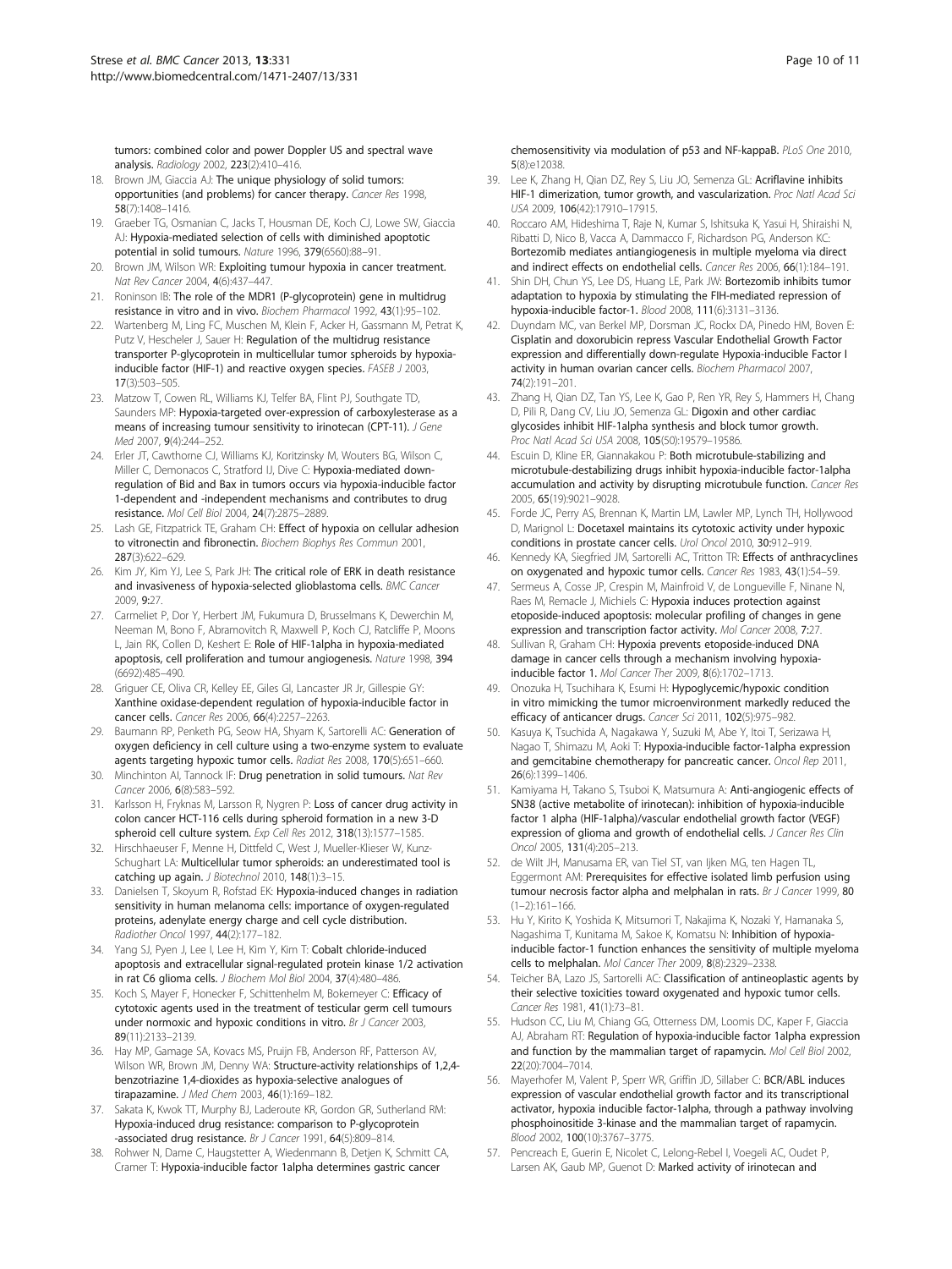tumors: combined color and power Doppler US and spectral wave analysis. *Radiology* 2002, **223**(2):410–416.

18. Brown JM, Giaccia AJ: **The unique physiology of solid tumors: opportunities (and problems) for cancer therapy.** *Cancer Res* 1998, **58**(7):1408–1416.
19. Graeber TG, Osmanian C, Jacks T, Housman DE, Koch CJ, Lowe SW, Giaccia AJ: **Hypoxia-mediated selection of cells with diminished apoptotic potential in solid tumours.** *Nature* 1996, **379**(6560):88–91.
20. Brown JM, Wilson WR: **Exploiting tumour hypoxia in cancer treatment.** *Nat Rev Cancer* 2004, **4**(6):437–447.
21. Roninson IB: **The role of the MDR1 (P-glycoprotein) gene in multidrug resistance in vitro and in vivo.** *Biochem Pharmacol* 1992, **43**(1):95–102.
22. Wartenberg M, Ling FC, Muschen M, Klein F, Acker H, Gassmann M, Petrat K, Putz V, Hescheler J, Sauer H: **Regulation of the multidrug resistance transporter P-glycoprotein in multicellular tumor spheroids by hypoxia-inducible factor (HIF-1) and reactive oxygen species.** *FASEB J* 2003, **17**(3):503–505.
23. Matzow T, Cowen RL, Williams KJ, Telfer BA, Flint PJ, Southgate TD, Saunders MP: **Hypoxia-targeted over-expression of carboxylesterase as a means of increasing tumour sensitivity to irinotecan (CPT-11).** *J Gene Med* 2007, **9**(4):244–252.
24. Erler JT, Cawthorne CJ, Williams KJ, Koritzinsky M, Wouters BG, Wilson C, Miller C, Demonacos C, Stratford IJ, Dive C: **Hypoxia-mediated down-regulation of Bid and Bax in tumors occurs via hypoxia-inducible factor 1-dependent and -independent mechanisms and contributes to drug resistance.** *Mol Cell Biol* 2004, **24**(7):2875–2889.
25. Lash GE, Fitzpatrick TE, Graham CH: **Effect of hypoxia on cellular adhesion to vitronectin and fibronectin.** *Biochem Biophys Res Commun* 2001, **287**(3):622–629.
26. Kim JY, Kim YJ, Lee S, Park JH: **The critical role of ERK in death resistance and invasiveness of hypoxia-selected glioblastoma cells.** *BMC Cancer* 2009, **9**:27.
27. Carmeliet P, Dor Y, Herbert JM, Fukumura D, Brusselmans K, Dewerchin M, Neeman M, Bono F, Abramovitch R, Maxwell P, Koch CJ, Ratcliffe P, Moons L, Jain RK, Collen D, Keshert E: **Role of HIF-1alpha in hypoxia-mediated apoptosis, cell proliferation and tumour angiogenesis.** *Nature* 1998, **394** (6692):485–490.
28. Griguer CE, Oliva CR, Kelley EE, Giles GI, Lancaster JR Jr, Gillespie GY: **Xanthine oxidase-dependent regulation of hypoxia-inducible factor in cancer cells.** *Cancer Res* 2006, **66**(4):2257–2263.
29. Baumann RP, Penketh PG, Seow HA, Shyam K, Sartorelli AC: **Generation of oxygen deficiency in cell culture using a two-enzyme system to evaluate agents targeting hypoxic tumor cells.** *Radiat Res* 2008, **170**(5):651–660.
30. Minchinton AI, Tannock IF: **Drug penetration in solid tumours.** *Nat Rev Cancer* 2006, **6**(8):583–592.
31. Karlsson H, Fryknas M, Larsson R, Nygren P: **Loss of cancer drug activity in colon cancer HCT-116 cells during spheroid formation in a new 3-D spheroid cell culture system.** *Exp Cell Res* 2012, **318**(13):1577–1585.
32. Hirschhaeuser F, Menne H, Dittfeld C, West J, Mueller-Klieser W, Kunz-Schughart LA: **Multicellular tumor spheroids: an underestimated tool is catching up again.** *J Biotechnol* 2010, **148**(1):3–15.
33. Danielsen T, Skoyum R, Rofstad EK: **Hypoxia-induced changes in radiation sensitivity in human melanoma cells: importance of oxygen-regulated proteins, adenylate energy charge and cell cycle distribution.** *Radiother Oncol* 1997, **44**(2):177–182.
34. Yang SJ, Pyen J, Lee I, Lee H, Kim Y, Kim T: **Cobalt chloride-induced apoptosis and extracellular signal-regulated protein kinase 1/2 activation in rat C6 glioma cells.** *J Biochem Mol Biol* 2004, **37**(4):480–486.
35. Koch S, Mayer F, Honecker F, Schittenhelm M, Bokemeyer C: **Efficacy of cytotoxic agents used in the treatment of testicular germ cell tumours under normoxic and hypoxic conditions in vitro.** *Br J Cancer* 2003, **89**(11):2133–2139.
36. Hay MP, Gamage SA, Kovacs MS, Pruijn FB, Anderson RF, Patterson AV, Wilson WR, Brown JM, Denny WA: **Structure-activity relationships of 1,2,4-benzotriazine 1,4-dioxides as hypoxia-selective analogues of tirapazamine.** *J Med Chem* 2003, **46**(1):169–182.
37. Sakata K, Kwok TT, Murphy BJ, Laderoute KR, Gordon GR, Sutherland RM: **Hypoxia-induced drug resistance: comparison to P-glycoprotein -associated drug resistance.** *Br J Cancer* 1991, **64**(5):809–814.
38. Rohwer N, Dame C, Haugstetter A, Wiedenmann B, Detjen K, Schmitt CA, Cramer T: **Hypoxia-inducible factor 1alpha determines gastric cancer chemosensitivity via modulation of p53 and NF-kappaB.** *PLoS One* 2010, **5**(8):e12038.
39. Lee K, Zhang H, Qian DZ, Rey S, Liu JO, Semenza GL: **Acriflavine inhibits HIF-1 dimerization, tumor growth, and vascularization.** *Proc Natl Acad Sci USA* 2009, **106**(42):17910–17915.
40. Roccaro AM, Hideshima T, Raje N, Kumar S, Ishitsuka K, Yasui H, Shiraishi N, Ribatti D, Nico B, Vacca A, Dammacco F, Richardson PG, Anderson KC: **Bortezomib mediates antiangiogenesis in multiple myeloma via direct and indirect effects on endothelial cells.** *Cancer Res* 2006, **66**(1):184–191.
41. Shin DH, Chun YS, Lee DS, Huang LE, Park JW: **Bortezomib inhibits tumor adaptation to hypoxia by stimulating the FIH-mediated repression of hypoxia-inducible factor-1.** *Blood* 2008, **111**(6):3131–3136.
42. Duyndam MC, van Berkel MP, Dorsman JC, Rockx DA, Pinedo HM, Boven E: **Cisplatin and doxorubicin repress Vascular Endothelial Growth Factor expression and differentially down-regulate Hypoxia-inducible Factor I activity in human ovarian cancer cells.** *Biochem Pharmacol* 2007, **74**(2):191–201.
43. Zhang H, Qian DZ, Tan YS, Lee K, Gao P, Ren YR, Rey S, Hammers H, Chang D, Pili R, Dang CV, Liu JO, Semenza GL: **Digoxin and other cardiac glycosides inhibit HIF-1alpha synthesis and block tumor growth.** *Proc Natl Acad Sci USA* 2008, **105**(50):19579–19586.
44. Escuin D, Kline ER, Giannakakou P: **Both microtubule-stabilizing and microtubule-destabilizing drugs inhibit hypoxia-inducible factor-1alpha accumulation and activity by disrupting microtubule function.** *Cancer Res* 2005, **65**(19):9021–9028.
45. Forde JC, Perry AS, Brennan K, Martin LM, Lawler MP, Lynch TH, Hollywood D, Marignol L: **Docetaxel maintains its cytotoxic activity under hypoxic conditions in prostate cancer cells.** *Urol Oncol* 2010, **30**:912–919.
46. Kennedy KA, Siegfried JM, Sartorelli AC, Tritton TR: **Effects of anthracyclines on oxygenated and hypoxic tumor cells.** *Cancer Res* 1983, **43**(1):54–59.
47. Sermeus A, Cosse JP, Crespin M, Mainfroid V, de Longueville F, Ninane N, Raes M, Remacle J, Michiels C: **Hypoxia induces protection against etoposide-induced apoptosis: molecular profiling of changes in gene expression and transcription factor activity.** *Mol Cancer* 2008, **7**:27.
48. Sullivan R, Graham CH: **Hypoxia prevents etoposide-induced DNA damage in cancer cells through a mechanism involving hypoxia-inducible factor 1.** *Mol Cancer Ther* 2009, **8**(6):1702–1713.
49. Onozuka H, Tsuchihara K, Esumi H: **Hypoglycemic/hypoxic condition in vitro mimicking the tumor microenvironment markedly reduced the efficacy of anticancer drugs.** *Cancer Sci* 2011, **102**(5):975–982.
50. Kasuya K, Tsuchida A, Nagakawa Y, Suzuki M, Abe Y, Itoi T, Serizawa H, Nagao T, Shimazu M, Aoki T: **Hypoxia-inducible factor-1alpha expression and gemcitabine chemotherapy for pancreatic cancer.** *Oncol Rep* 2011, **26**(6):1399–1406.
51. Kamiyama H, Takano S, Tsuboi K, Matsumura A: **Anti-angiogenic effects of SN38 (active metabolite of irinotecan): inhibition of hypoxia-inducible factor 1 alpha (HIF-1alpha)/vascular endothelial growth factor (VEGF) expression of glioma and growth of endothelial cells.** *J Cancer Res Clin Oncol* 2005, **131**(4):205–213.
52. de Wilt JH, Manusama ER, van Tiel ST, van Ijken MG, ten Hagen TL, Eggermont AM: **Prerequisites for effective isolated limb perfusion using tumour necrosis factor alpha and melphalan in rats.** *Br J Cancer* 1999, **80** (1–2):161–166.
53. Hu Y, Kirito K, Yoshida K, Mitsumori T, Nakajima K, Nozaki Y, Hamanaka S, Nagashima T, Kunitama M, Sakoe K, Komatsu N: **Inhibition of hypoxia-inducible factor-1 function enhances the sensitivity of multiple myeloma cells to melphalan.** *Mol Cancer Ther* 2009, **8**(8):2329–2338.
54. Teicher BA, Lazo JS, Sartorelli AC: **Classification of antineoplastic agents by their selective toxicities toward oxygenated and hypoxic tumor cells.** *Cancer Res* 1981, **41**(1):73–81.
55. Hudson CC, Liu M, Chiang GG, Otterness DM, Loomis DC, Kaper F, Giaccia AJ, Abraham RT: **Regulation of hypoxia-inducible factor 1alpha expression and function by the mammalian target of rapamycin.** *Mol Cell Biol* 2002, **22**(20):7004–7014.
56. Mayerhofer M, Valent P, Sperr WR, Griffin JD, Sillaber C: **BCR/ABL induces expression of vascular endothelial growth factor and its transcriptional activator, hypoxia inducible factor-1alpha, through a pathway involving phosphoinositide 3-kinase and the mammalian target of rapamycin.** *Blood* 2002, **100**(10):3767–3775.
57. Pencreach E, Guerin E, Nicolet C, Lelong-Rebel I, Voegeli AC, Oudet P, Larsen AK, Gaub MP, Guenot D: **Marked activity of irinotecan and**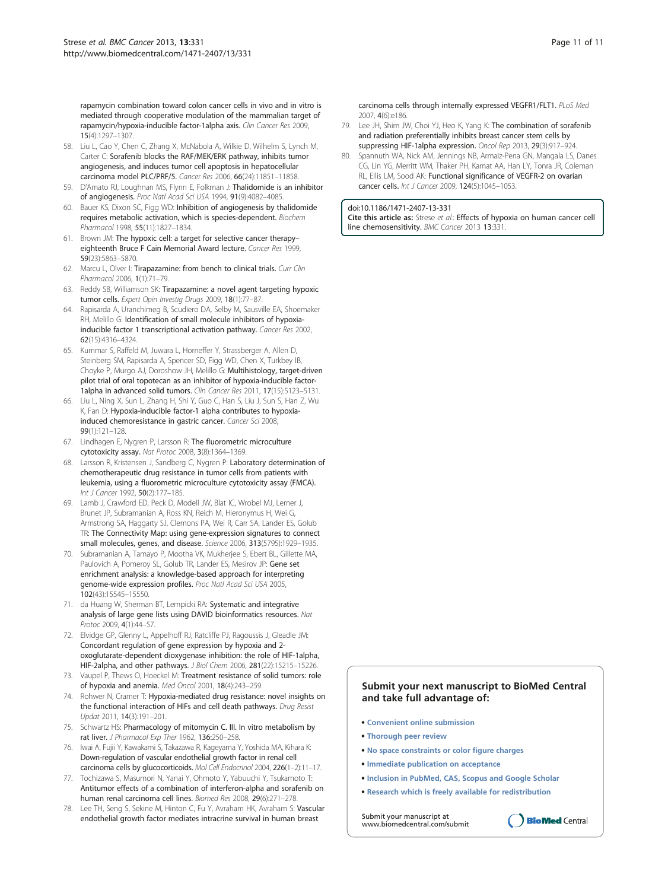rapamycin combination toward colon cancer cells in vivo and in vitro is mediated through cooperative modulation of the mammalian target of rapamycin/hypoxia-inducible factor-1alpha axis. *Clin Cancer Res* 2009, **15**(4):1297–1307.

58. Liu L, Cao Y, Chen C, Zhang X, McNabola A, Wilkie D, Wilhelm S, Lynch M, Carter C: **Sorafenib blocks the RAF/MEK/ERK pathway, inhibits tumor angiogenesis, and induces tumor cell apoptosis in hepatocellular carcinoma model PLC/PRF/5.** *Cancer Res* 2006, **66**(24):11851–11858.
59. D'Amato RJ, Loughnan MS, Flynn E, Folkman J: **Thalidomide is an inhibitor of angiogenesis.** *Proc Natl Acad Sci USA* 1994, **91**(9):4082–4085.
60. Bauer KS, Dixon SC, Figg WD: **Inhibition of angiogenesis by thalidomide requires metabolic activation, which is species-dependent.** *Biochem Pharmacol* 1998, **55**(11):1827–1834.
61. Brown JM: **The hypoxic cell: a target for selective cancer therapy–eighteenth Bruce F Cain Memorial Award lecture.** *Cancer Res* 1999, **59**(23):5863–5870.
62. Marcu L, Olver I: **Tirapazamine: from bench to clinical trials.** *Curr Clin Pharmacol* 2006, **1**(1):71–79.
63. Reddy SB, Williamson SK: **Tirapazamine: a novel agent targeting hypoxic tumor cells.** *Expert Opin Investig Drugs* 2009, **18**(1):77–87.
64. Rapisarda A, Uranchimeg B, Scudiero DA, Selby M, Sausville EA, Shoemaker RH, Melillo G: **Identification of small molecule inhibitors of hypoxia-inducible factor 1 transcriptional activation pathway.** *Cancer Res* 2002, **62**(15):4316–4324.
65. Kummar S, Raffeld M, Juwara L, Horneffer Y, Strassberger A, Allen D, Steinberg SM, Rapisarda A, Spencer SD, Figg WD, Chen X, Turkbey IB, Choyke P, Murgo AJ, Doroshow JH, Melillo G: **Multihistology, target-driven pilot trial of oral topotecan as an inhibitor of hypoxia-inducible factor-1alpha in advanced solid tumors.** *Clin Cancer Res* 2011, **17**(15):5123–5131.
66. Liu L, Ning X, Sun L, Zhang H, Shi Y, Guo C, Han S, Liu J, Sun S, Han Z, Wu K, Fan D: **Hypoxia-inducible factor-1 alpha contributes to hypoxia-induced chemoresistance in gastric cancer.** *Cancer Sci* 2008, **99**(1):121–128.
67. Lindhagen E, Nygren P, Larsson R: **The fluorometric microculture cytotoxicity assay.** *Nat Protoc* 2008, **3**(8):1364–1369.
68. Larsson R, Kristensen J, Sandberg C, Nygren P: **Laboratory determination of chemotherapeutic drug resistance in tumor cells from patients with leukemia, using a fluorometric microculture cytotoxicity assay (FMCA).** *Int J Cancer* 1992, **50**(2):177–185.
69. Lamb J, Crawford ED, Peck D, Modell JW, Blat IC, Wrobel MJ, Lerner J, Brunet JP, Subramanian A, Ross KN, Reich M, Hieronymus H, Wei G, Armstrong SA, Haggarty SJ, Clemons PA, Wei R, Carr SA, Lander ES, Golub TR: **The Connectivity Map: using gene-expression signatures to connect small molecules, genes, and disease.** *Science* 2006, **313**(5795):1929–1935.
70. Subramanian A, Tamayo P, Mootha VK, Mukherjee S, Ebert BL, Gillette MA, Paulovich A, Pomeroy SL, Golub TR, Lander ES, Mesirov JP: **Gene set enrichment analysis: a knowledge-based approach for interpreting genome-wide expression profiles.** *Proc Natl Acad Sci USA* 2005, **102**(43):15545–15550.
71. da Huang W, Sherman BT, Lempicki RA: **Systematic and integrative analysis of large gene lists using DAVID bioinformatics resources.** *Nat Protoc* 2009, **4**(1):44–57.
72. Elvidge GP, Glenny L, Appelhoff RJ, Ratcliffe PJ, Ragoussis J, Gleadle JM: **Concordant regulation of gene expression by hypoxia and 2-oxoglutarate-dependent dioxygenase inhibition: the role of HIF-1alpha, HIF-2alpha, and other pathways.** *J Biol Chem* 2006, **281**(22):15215–15226.
73. Vaupel P, Thews O, Hoeckel M: **Treatment resistance of solid tumors: role of hypoxia and anemia.** *Med Oncol* 2001, **18**(4):243–259.
74. Rohwer N, Cramer T: **Hypoxia-mediated drug resistance: novel insights on the functional interaction of HIFs and cell death pathways.** *Drug Resist Updat* 2011, **14**(3):191–201.
75. Schwartz HS: **Pharmacology of mitomycin C. III. In vitro metabolism by rat liver.** *J Pharmacol Exp Ther* 1962, **136:**250–258.
76. Iwai A, Fujii Y, Kawakami S, Takazawa R, Kageyama Y, Yoshida MA, Kihara K: **Down-regulation of vascular endothelial growth factor in renal cell carcinoma cells by glucocorticoids.** *Mol Cell Endocrinol* 2004, **226**(1–2):11–17.
77. Tochizawa S, Masumori N, Yanai Y, Ohmoto Y, Yabuuchi Y, Tsukamoto T: **Antitumor effects of a combination of interferon-alpha and sorafenib on human renal carcinoma cell lines.** *Biomed Res* 2008, **29**(6):271–278.
78. Lee TH, Seng S, Sekine M, Hinton C, Fu Y, Avraham HK, Avraham S: **Vascular endothelial growth factor mediates intracrine survival in human breast carcinoma cells through internally expressed VEGFR1/FLT1.** *PLoS Med* 2007, **4**(6):e186.
79. Lee JH, Shim JW, Choi YJ, Heo K, Yang K: **The combination of sorafenib and radiation preferentially inhibits breast cancer stem cells by suppressing HIF-1alpha expression.** *Oncol Rep* 2013, **29**(3):917–924.
80. Spannuth WA, Nick AM, Jennings NB, Armaiz-Pena GN, Mangala LS, Danes CG, Lin YG, Merritt WM, Thaker PH, Kamat AA, Han LY, Tonra JR, Coleman RL, Ellis LM, Sood AK: **Functional significance of VEGFR-2 on ovarian cancer cells.** *Int J Cancer* 2009, **124**(5):1045–1053.

doi:10.1186/1471-2407-13-331
**Cite this article as:** Strese *et al.*: Effects of hypoxia on human cancer cell line chemosensitivity. *BMC Cancer* 2013 **13**:331.

**Submit your next manuscript to BioMed Central and take full advantage of:**

- Convenient online submission
- Thorough peer review
- No space constraints or color figure charges
- Immediate publication on acceptance
- Inclusion in PubMed, CAS, Scopus and Google Scholar
- Research which is freely available for redistribution

Submit your manuscript at www.biomedcentral.com/submit

BioMed Central